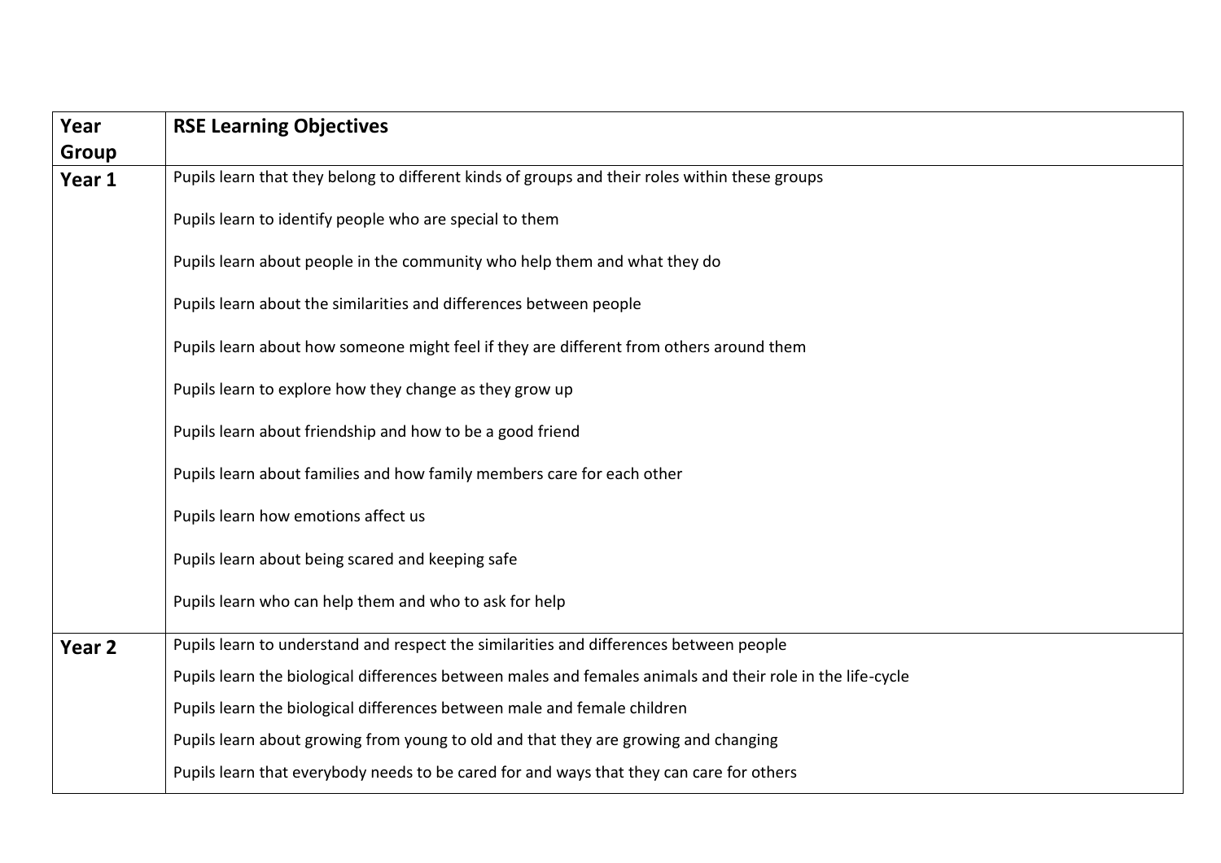| Year Group | RSE Learning Objectives |
|---|---|
| **Year 1** | Pupils learn that they belong to different kinds of groups and their roles within these groups<br><br>Pupils learn to identify people who are special to them<br><br>Pupils learn about people in the community who help them and what they do<br><br>Pupils learn about the similarities and differences between people<br><br>Pupils learn about how someone might feel if they are different from others around them<br><br>Pupils learn to explore how they change as they grow up<br><br>Pupils learn about friendship and how to be a good friend<br><br>Pupils learn about families and how family members care for each other<br><br>Pupils learn how emotions affect us<br><br>Pupils learn about being scared and keeping safe<br><br>Pupils learn who can help them and who to ask for help |
| **Year 2** | Pupils learn to understand and respect the similarities and differences between people<br>Pupils learn the biological differences between males and females animals and their role in the life-cycle<br>Pupils learn the biological differences between male and female children<br>Pupils learn about growing from young to old and that they are growing and changing<br>Pupils learn that everybody needs to be cared for and ways that they can care for others |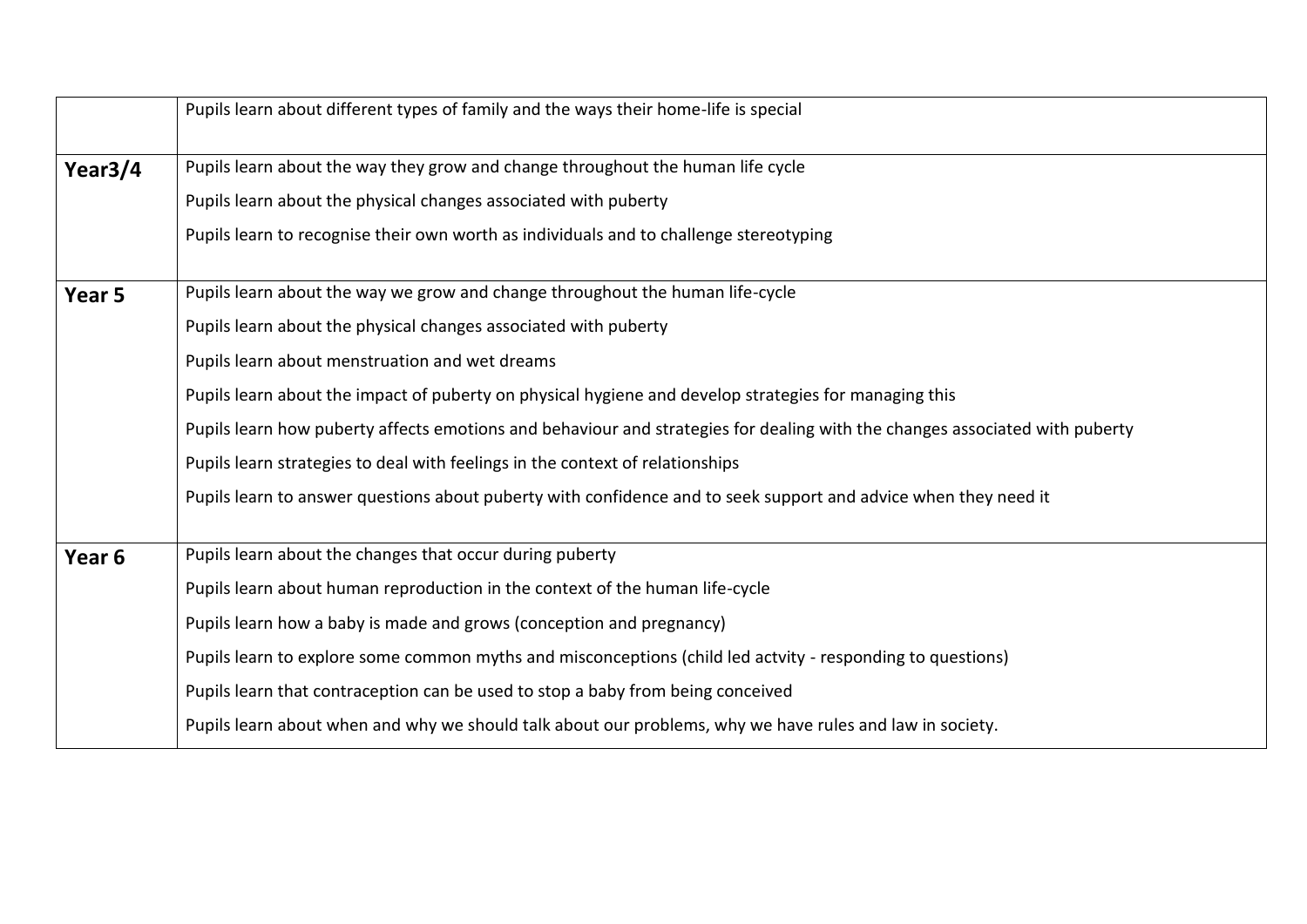| | |
|---|---|
| | Pupils learn about different types of family and the ways their home-life is special |
| **Year3/4** | Pupils learn about the way they grow and change throughout the human life cycle<br>Pupils learn about the physical changes associated with puberty<br>Pupils learn to recognise their own worth as individuals and to challenge stereotyping |
| **Year 5** | Pupils learn about the way we grow and change throughout the human life-cycle<br>Pupils learn about the physical changes associated with puberty<br>Pupils learn about menstruation and wet dreams<br>Pupils learn about the impact of puberty on physical hygiene and develop strategies for managing this<br>Pupils learn how puberty affects emotions and behaviour and strategies for dealing with the changes associated with puberty<br>Pupils learn strategies to deal with feelings in the context of relationships<br>Pupils learn to answer questions about puberty with confidence and to seek support and advice when they need it |
| **Year 6** | Pupils learn about the changes that occur during puberty<br>Pupils learn about human reproduction in the context of the human life-cycle<br>Pupils learn how a baby is made and grows (conception and pregnancy)<br>Pupils learn to explore some common myths and misconceptions (child led actvity - responding to questions)<br>Pupils learn that contraception can be used to stop a baby from being conceived<br>Pupils learn about when and why we should talk about our problems, why we have rules and law in society. |